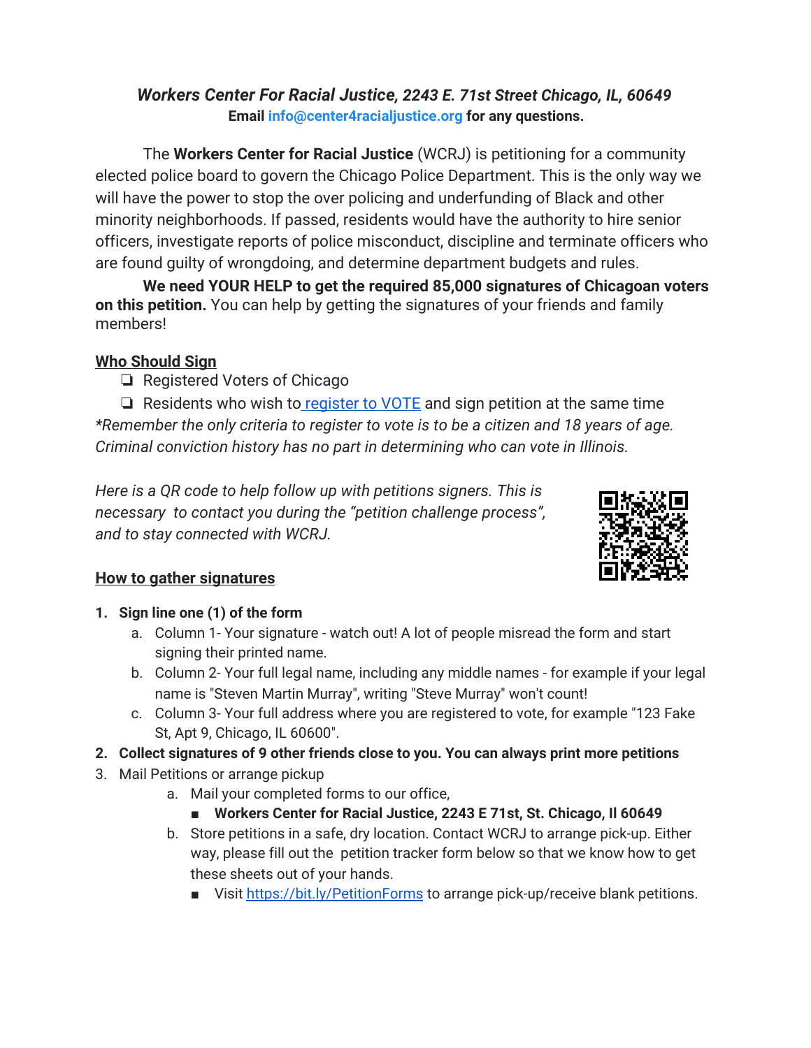***Workers Center For Racial Justice, 2243 E. 71st Street Chicago, IL, 60649***
**Email info@center4racialjustice.org for any questions.**

The **Workers Center for Racial Justice** (WCRJ) is petitioning for a community elected police board to govern the Chicago Police Department. This is the only way we will have the power to stop the over policing and underfunding of Black and other minority neighborhoods. If passed, residents would have the authority to hire senior officers, investigate reports of police misconduct, discipline and terminate officers who are found guilty of wrongdoing, and determine department budgets and rules.

**We need YOUR HELP to get the required 85,000 signatures of Chicagoan voters on this petition.** You can help by getting the signatures of your friends and family members!

## Who Should Sign

- ❏ Registered Voters of Chicago
- ❏ Residents who wish to register to VOTE and sign petition at the same time

*\*Remember the only criteria to register to vote is to be a citizen and 18 years of age. Criminal conviction history has no part in determining who can vote in Illinois.*

*Here is a QR code to help follow up with petitions signers. This is necessary to contact you during the "petition challenge process", and to stay connected with WCRJ.*

## How to gather signatures

1. **Sign line one (1) of the form**
   a. Column 1- Your signature - watch out! A lot of people misread the form and start signing their printed name.
   b. Column 2- Your full legal name, including any middle names - for example if your legal name is "Steven Martin Murray", writing "Steve Murray" won't count!
   c. Column 3- Your full address where you are registered to vote, for example "123 Fake St, Apt 9, Chicago, IL 60600".
2. **Collect signatures of 9 other friends close to you. You can always print more petitions**
3. Mail Petitions or arrange pickup
   a. Mail your completed forms to our office,
      - **Workers Center for Racial Justice, 2243 E 71st, St. Chicago, Il 60649**
   b. Store petitions in a safe, dry location. Contact WCRJ to arrange pick-up. Either way, please fill out the petition tracker form below so that we know how to get these sheets out of your hands.
      - Visit https://bit.ly/PetitionForms to arrange pick-up/receive blank petitions.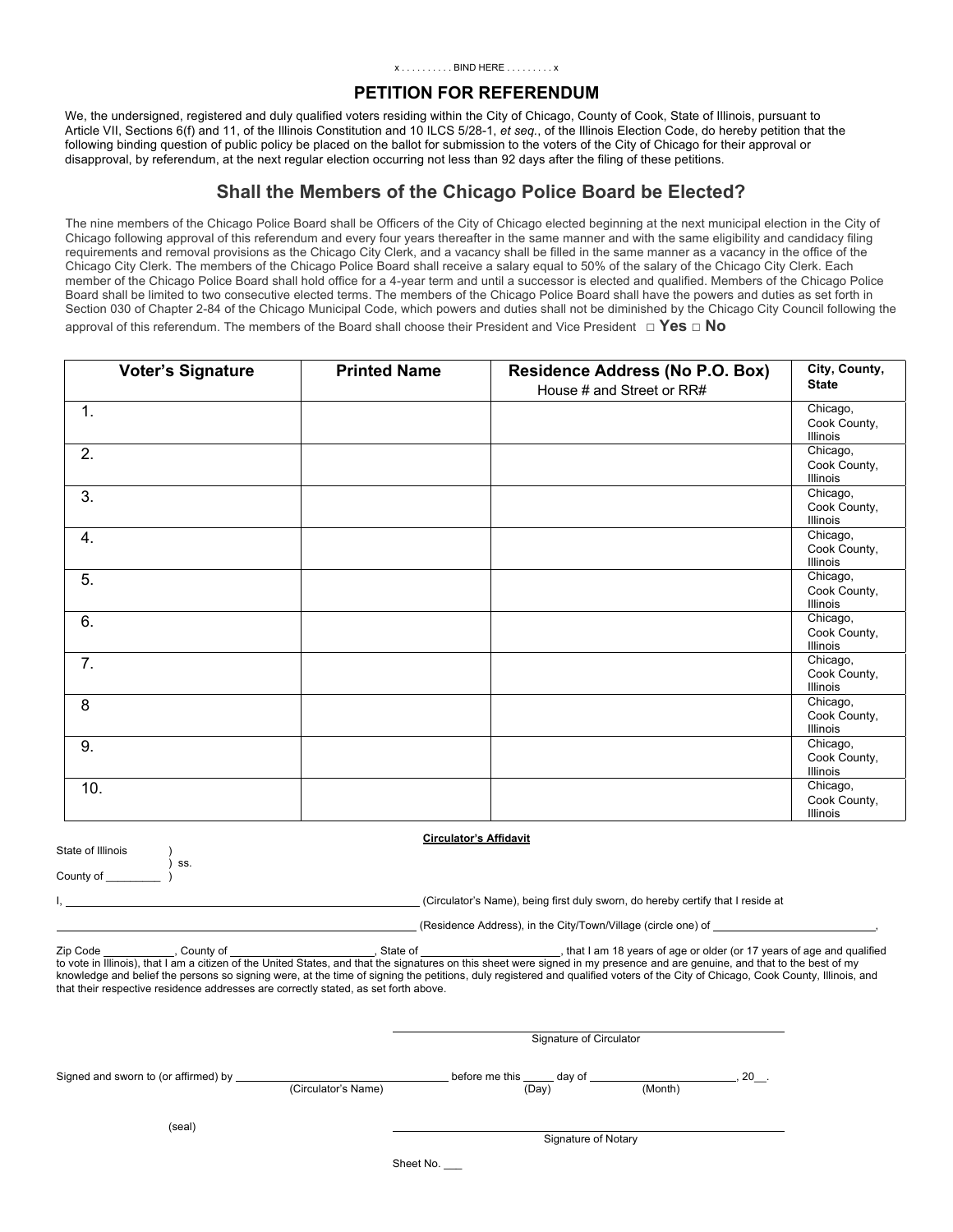x . . . . . . . . . . BIND HERE . . . . . . . . . x

# PETITION FOR REFERENDUM

We, the undersigned, registered and duly qualified voters residing within the City of Chicago, County of Cook, State of Illinois, pursuant to Article VII, Sections 6(f) and 11, of the Illinois Constitution and 10 ILCS 5/28-1, *et seq.*, of the Illinois Election Code, do hereby petition that the following binding question of public policy be placed on the ballot for submission to the voters of the City of Chicago for their approval or disapproval, by referendum, at the next regular election occurring not less than 92 days after the filing of these petitions.

## Shall the Members of the Chicago Police Board be Elected?

The nine members of the Chicago Police Board shall be Officers of the City of Chicago elected beginning at the next municipal election in the City of Chicago following approval of this referendum and every four years thereafter in the same manner and with the same eligibility and candidacy filing requirements and removal provisions as the Chicago City Clerk, and a vacancy shall be filled in the same manner as a vacancy in the office of the Chicago City Clerk. The members of the Chicago Police Board shall receive a salary equal to 50% of the salary of the Chicago City Clerk. Each member of the Chicago Police Board shall hold office for a 4-year term and until a successor is elected and qualified. Members of the Chicago Police Board shall be limited to two consecutive elected terms. The members of the Chicago Police Board shall have the powers and duties as set forth in Section 030 of Chapter 2-84 of the Chicago Municipal Code, which powers and duties shall not be diminished by the Chicago City Council following the approval of this referendum. The members of the Board shall choose their President and Vice President □ **Yes** □ **No**

| Voter's Signature | Printed Name | Residence Address (No P.O. Box) House # and Street or RR# | City, County, State |
|---|---|---|---|
| 1. | | | Chicago, Cook County, Illinois |
| 2. | | | Chicago, Cook County, Illinois |
| 3. | | | Chicago, Cook County, Illinois |
| 4. | | | Chicago, Cook County, Illinois |
| 5. | | | Chicago, Cook County, Illinois |
| 6. | | | Chicago, Cook County, Illinois |
| 7. | | | Chicago, Cook County, Illinois |
| 8 | | | Chicago, Cook County, Illinois |
| 9. | | | Chicago, Cook County, Illinois |
| 10. | | | Chicago, Cook County, Illinois |

**Circulator's Affidavit**

State of Illinois )
) ss.
County of _________ )

I, ____________________________________________ (Circulator's Name), being first duly sworn, do hereby certify that I reside at

____________________________________________ (Residence Address), in the City/Town/Village (circle one) of ________________________,

Zip Code ____________, County of ________________________, State of ________________________, that I am 18 years of age or older (or 17 years of age and qualified to vote in Illinois), that I am a citizen of the United States, and that the signatures on this sheet were signed in my presence and are genuine, and that to the best of my knowledge and belief the persons so signing were, at the time of signing the petitions, duly registered and qualified voters of the City of Chicago, Cook County, Illinois, and that their respective residence addresses are correctly stated, as set forth above.

____________________________________________
Signature of Circulator

Signed and sworn to (or affirmed) by ________________________ before me this _____ day of ________________________, 20__.
(Circulator's Name) (Day) (Month)

(seal)

____________________________________________
Signature of Notary

Sheet No. ___